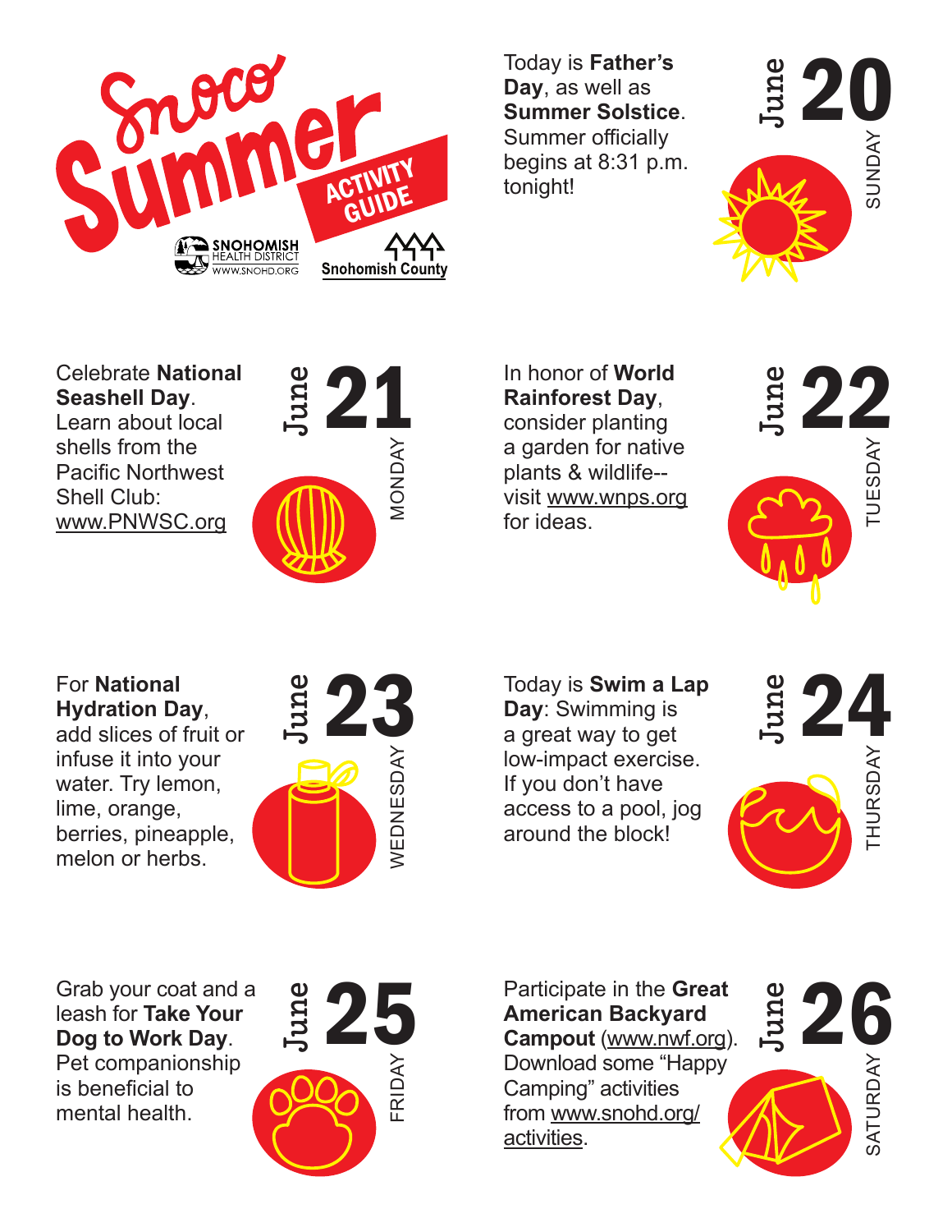# Snoco Summer Activity Guide

SNOHOMISH HEALTH DISTRICT
WWW.SNOHD.ORG

Snohomish County

## June 20 — Sunday

Today is **Father's Day**, as well as **Summer Solstice**. Summer officially begins at 8:31 p.m. tonight!

## June 21 — Monday

Celebrate **National Seashell Day**. Learn about local shells from the Pacific Northwest Shell Club: www.PNWSC.org

## June 22 — Tuesday

In honor of **World Rainforest Day**, consider planting a garden for native plants & wildlife--visit www.wnps.org for ideas.

## June 23 — Wednesday

For **National Hydration Day**, add slices of fruit or infuse it into your water. Try lemon, lime, orange, berries, pineapple, melon or herbs.

## June 24 — Thursday

Today is **Swim a Lap Day**: Swimming is a great way to get low-impact exercise. If you don't have access to a pool, jog around the block!

## June 25 — Friday

Grab your coat and a leash for **Take Your Dog to Work Day**. Pet companionship is beneficial to mental health.

## June 26 — Saturday

Participate in the **Great American Backyard Campout** (www.nwf.org). Download some "Happy Camping" activities from www.snohd.org/activities.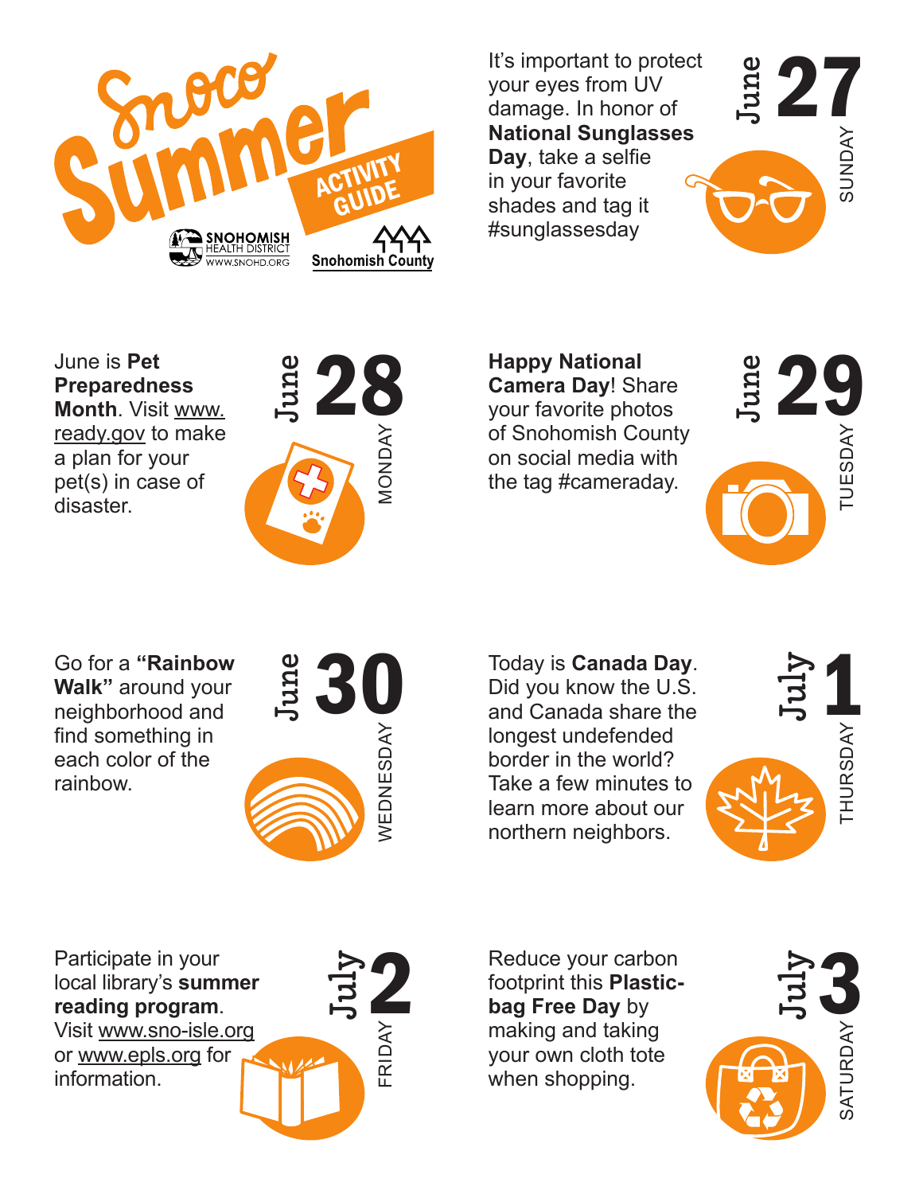# Snoco Summer ACTIVITY GUIDE

SNOHOMISH HEALTH DISTRICT WWW.SNOHD.ORG

Snohomish County

## June 27 SUNDAY

It's important to protect your eyes from UV damage. In honor of **National Sunglasses Day**, take a selfie in your favorite shades and tag it #sunglassesday

## June 28 MONDAY

June is **Pet Preparedness Month**. Visit www.ready.gov to make a plan for your pet(s) in case of disaster.

## June 29 TUESDAY

**Happy National Camera Day**! Share your favorite photos of Snohomish County on social media with the tag #cameraday.

## June 30 WEDNESDAY

Go for a **"Rainbow Walk"** around your neighborhood and find something in each color of the rainbow.

## July 1 THURSDAY

Today is **Canada Day**. Did you know the U.S. and Canada share the longest undefended border in the world? Take a few minutes to learn more about our northern neighbors.

## July 2 FRIDAY

Participate in your local library's **summer reading program**. Visit www.sno-isle.org or www.epls.org for information.

## July 3 SATURDAY

Reduce your carbon footprint this **Plastic-bag Free Day** by making and taking your own cloth tote when shopping.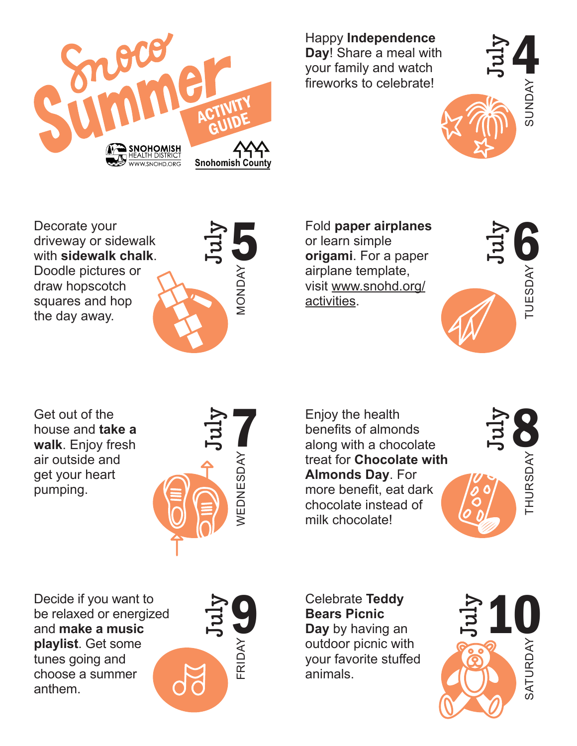# Snoco Summer ACTIVITY GUIDE

SNOHOMISH HEALTH DISTRICT
WWW.SNOHD.ORG

Snohomish County

## July 4 — SUNDAY

Happy **Independence Day**! Share a meal with your family and watch fireworks to celebrate!

## July 5 — MONDAY

Decorate your driveway or sidewalk with **sidewalk chalk**. Doodle pictures or draw hopscotch squares and hop the day away.

## July 6 — TUESDAY

Fold **paper airplanes** or learn simple **origami**. For a paper airplane template, visit www.snohd.org/activities.

## July 7 — WEDNESDAY

Get out of the house and **take a walk**. Enjoy fresh air outside and get your heart pumping.

## July 8 — THURSDAY

Enjoy the health benefits of almonds along with a chocolate treat for **Chocolate with Almonds Day**. For more benefit, eat dark chocolate instead of milk chocolate!

## July 9 — FRIDAY

Decide if you want to be relaxed or energized and **make a music playlist**. Get some tunes going and choose a summer anthem.

## July 10 — SATURDAY

Celebrate **Teddy Bears Picnic Day** by having an outdoor picnic with your favorite stuffed animals.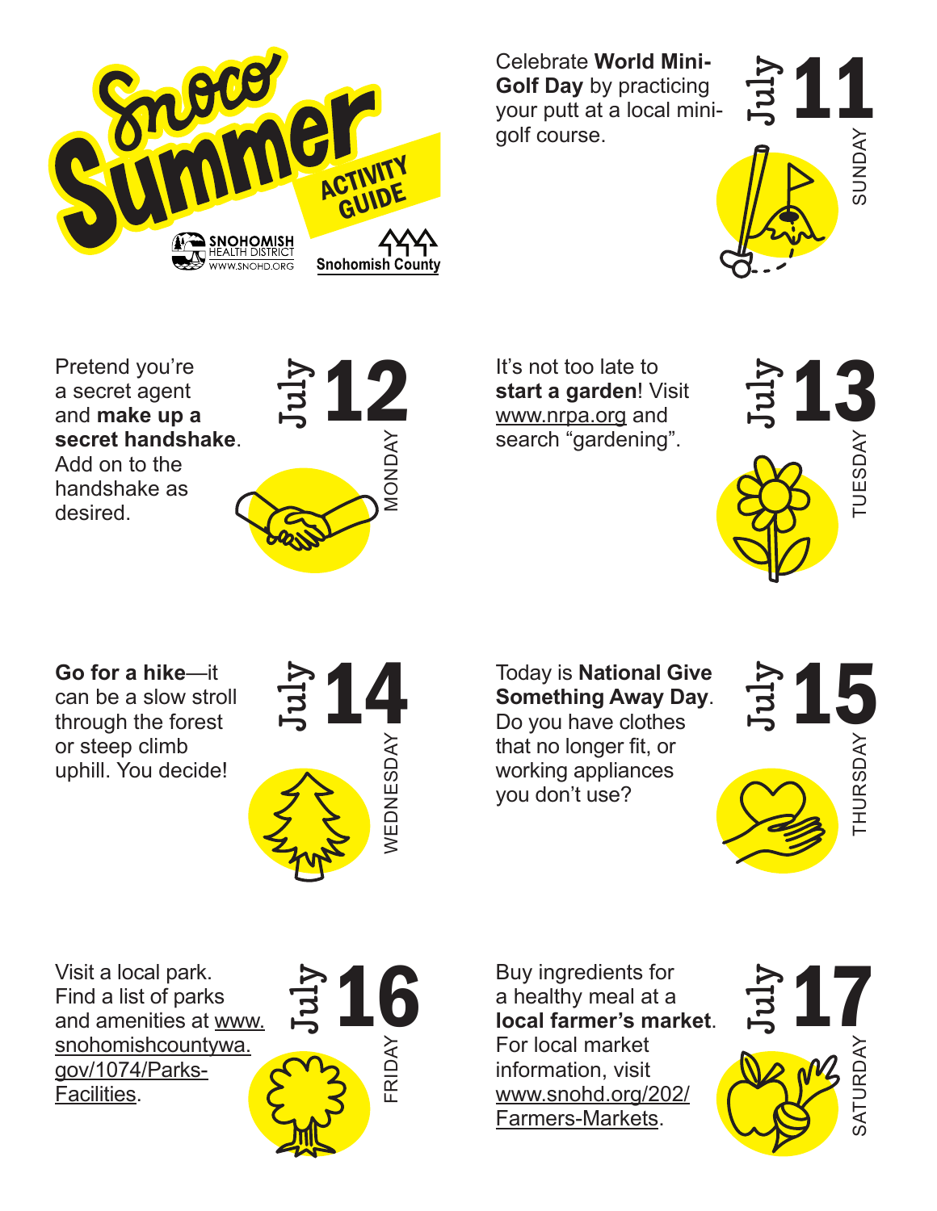# Snoco Summer ACTIVITY GUIDE

SNOHOMISH HEALTH DISTRICT WWW.SNOHD.ORG

Snohomish County

## July 11 SUNDAY

Celebrate **World Mini-Golf Day** by practicing your putt at a local mini-golf course.

## July 12 MONDAY

Pretend you're a secret agent and **make up a secret handshake**. Add on to the handshake as desired.

## July 13 TUESDAY

It's not too late to **start a garden**! Visit www.nrpa.org and search "gardening".

## July 14 WEDNESDAY

**Go for a hike**—it can be a slow stroll through the forest or steep climb uphill. You decide!

## July 15 THURSDAY

Today is **National Give Something Away Day**. Do you have clothes that no longer fit, or working appliances you don't use?

## July 16 FRIDAY

Visit a local park. Find a list of parks and amenities at www.snohomishcountywa.gov/1074/Parks-Facilities.

## July 17 SATURDAY

Buy ingredients for a healthy meal at a **local farmer's market**. For local market information, visit www.snohd.org/202/Farmers-Markets.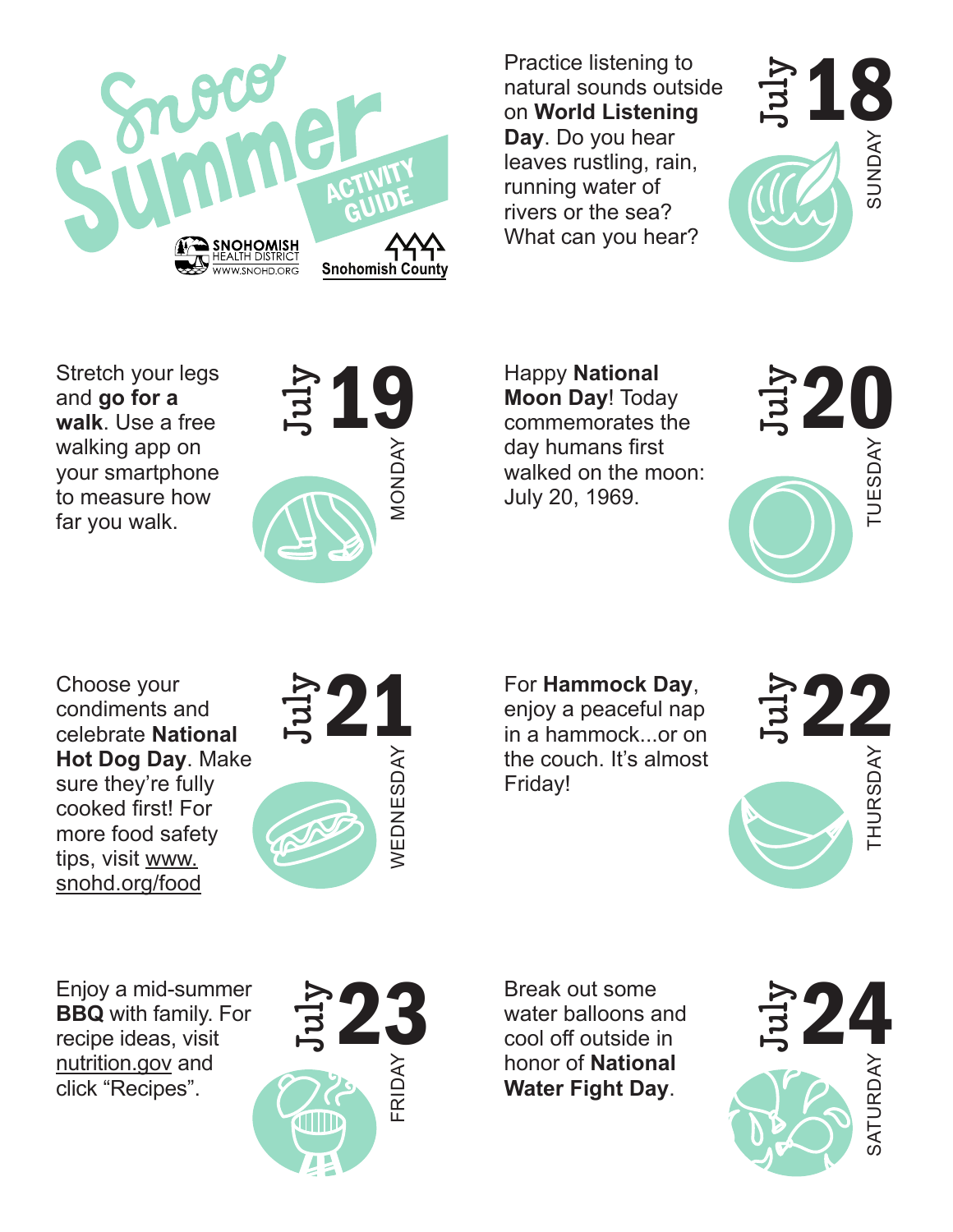# Snoco Summer ACTIVITY GUIDE

SNOHOMISH HEALTH DISTRICT
WWW.SNOHD.ORG

Snohomish County

## July 18 — SUNDAY

Practice listening to natural sounds outside on **World Listening Day**. Do you hear leaves rustling, rain, running water of rivers or the sea? What can you hear?

## July 19 — MONDAY

Stretch your legs and **go for a walk**. Use a free walking app on your smartphone to measure how far you walk.

## July 20 — TUESDAY

Happy **National Moon Day**! Today commemorates the day humans first walked on the moon: July 20, 1969.

## July 21 — WEDNESDAY

Choose your condiments and celebrate **National Hot Dog Day**. Make sure they're fully cooked first! For more food safety tips, visit www.snohd.org/food

## July 22 — THURSDAY

For **Hammock Day**, enjoy a peaceful nap in a hammock...or on the couch. It's almost Friday!

## July 23 — FRIDAY

Enjoy a mid-summer **BBQ** with family. For recipe ideas, visit nutrition.gov and click "Recipes".

## July 24 — SATURDAY

Break out some water balloons and cool off outside in honor of **National Water Fight Day**.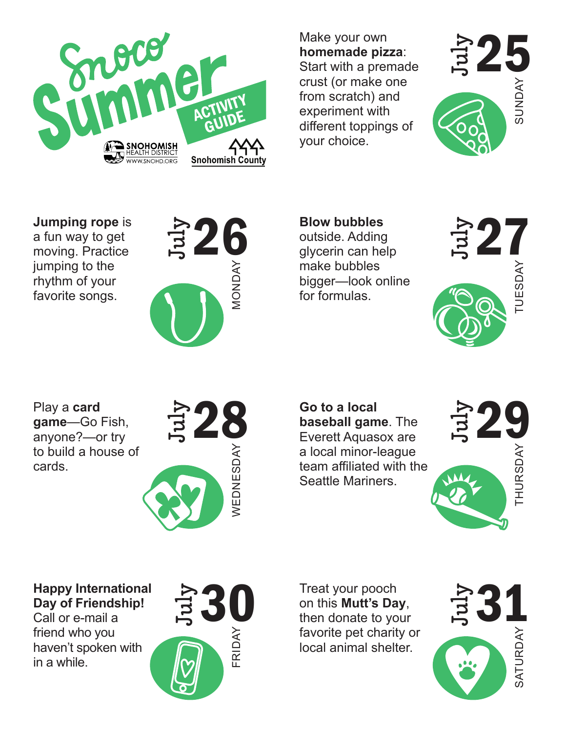# Snoco Summer ACTIVITY GUIDE

SNOHOMISH HEALTH DISTRICT WWW.SNOHD.ORG

Snohomish County

## July 25 SUNDAY

Make your own **homemade pizza**: Start with a premade crust (or make one from scratch) and experiment with different toppings of your choice.

## July 26 MONDAY

**Jumping rope** is a fun way to get moving. Practice jumping to the rhythm of your favorite songs.

## July 27 TUESDAY

**Blow bubbles** outside. Adding glycerin can help make bubbles bigger—look online for formulas.

## July 28 WEDNESDAY

Play a **card game**—Go Fish, anyone?—or try to build a house of cards.

## July 29 THURSDAY

**Go to a local baseball game**. The Everett Aquasox are a local minor-league team affiliated with the Seattle Mariners.

## July 30 FRIDAY

**Happy International Day of Friendship!** Call or e-mail a friend who you haven't spoken with in a while.

## July 31 SATURDAY

Treat your pooch on this **Mutt's Day**, then donate to your favorite pet charity or local animal shelter.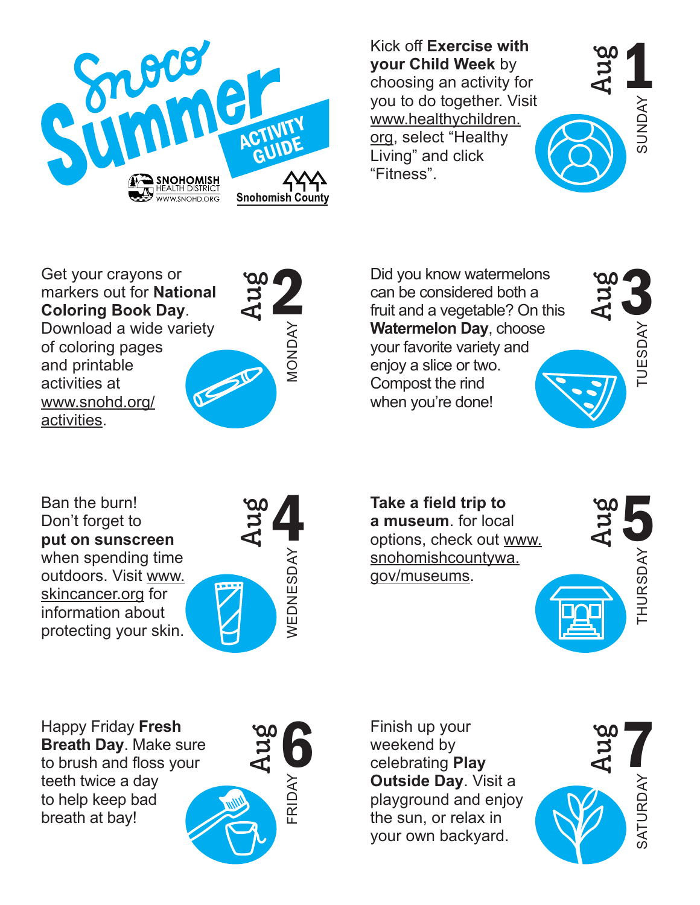# Snoco Summer Activity Guide

Snohomish Health District www.snohd.org

Snohomish County

## Aug 1 SUNDAY

Kick off **Exercise with your Child Week** by choosing an activity for you to do together. Visit www.healthychildren.org, select "Healthy Living" and click "Fitness".

## Aug 2 MONDAY

Get your crayons or markers out for **National Coloring Book Day**. Download a wide variety of coloring pages and printable activities at www.snohd.org/activities.

## Aug 3 TUESDAY

Did you know watermelons can be considered both a fruit and a vegetable? On this **Watermelon Day**, choose your favorite variety and enjoy a slice or two. Compost the rind when you're done!

## Aug 4 WEDNESDAY

Ban the burn! Don't forget to **put on sunscreen** when spending time outdoors. Visit www.skincancer.org for information about protecting your skin.

## Aug 5 THURSDAY

**Take a field trip to a museum**. for local options, check out www.snohomishcountywa.gov/museums.

## Aug 6 FRIDAY

Happy Friday **Fresh Breath Day**. Make sure to brush and floss your teeth twice a day to help keep bad breath at bay!

## Aug 7 SATURDAY

Finish up your weekend by celebrating **Play Outside Day**. Visit a playground and enjoy the sun, or relax in your own backyard.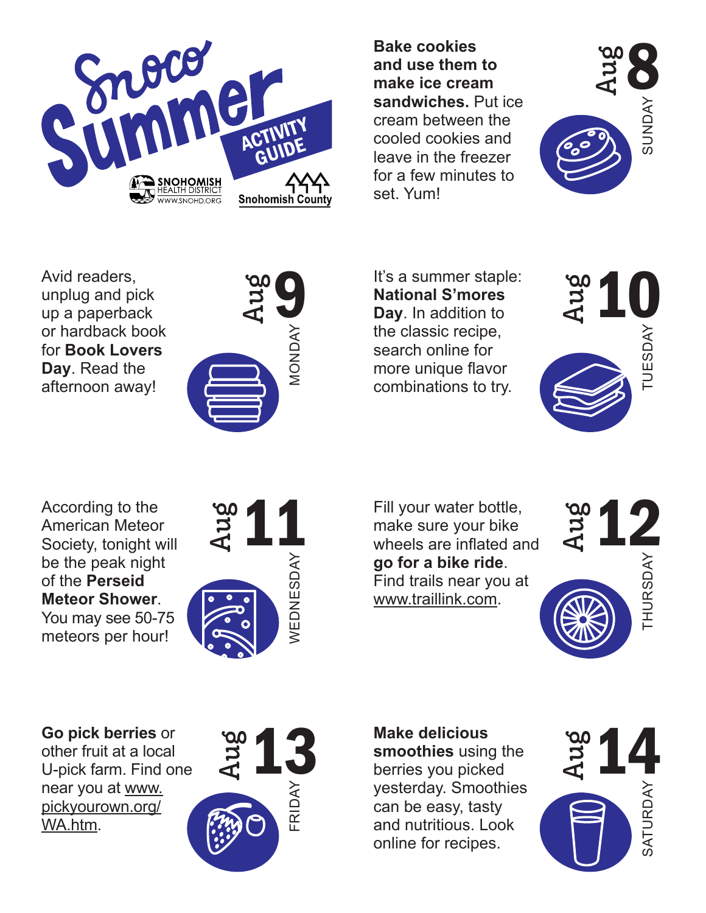# Snoco Summer ACTIVITY GUIDE

SNOHOMISH HEALTH DISTRICT WWW.SNOHD.ORG

Snohomish County

## Aug 8 SUNDAY

**Bake cookies and use them to make ice cream sandwiches.** Put ice cream between the cooled cookies and leave in the freezer for a few minutes to set. Yum!

## Aug 9 MONDAY

Avid readers, unplug and pick up a paperback or hardback book for **Book Lovers Day**. Read the afternoon away!

## Aug 10 TUESDAY

It's a summer staple: **National S'mores Day**. In addition to the classic recipe, search online for more unique flavor combinations to try.

## Aug 11 WEDNESDAY

According to the American Meteor Society, tonight will be the peak night of the **Perseid Meteor Shower**. You may see 50-75 meteors per hour!

## Aug 12 THURSDAY

Fill your water bottle, make sure your bike wheels are inflated and **go for a bike ride**. Find trails near you at www.traillink.com.

## Aug 13 FRIDAY

**Go pick berries** or other fruit at a local U-pick farm. Find one near you at www.pickyourown.org/WA.htm.

## Aug 14 SATURDAY

**Make delicious smoothies** using the berries you picked yesterday. Smoothies can be easy, tasty and nutritious. Look online for recipes.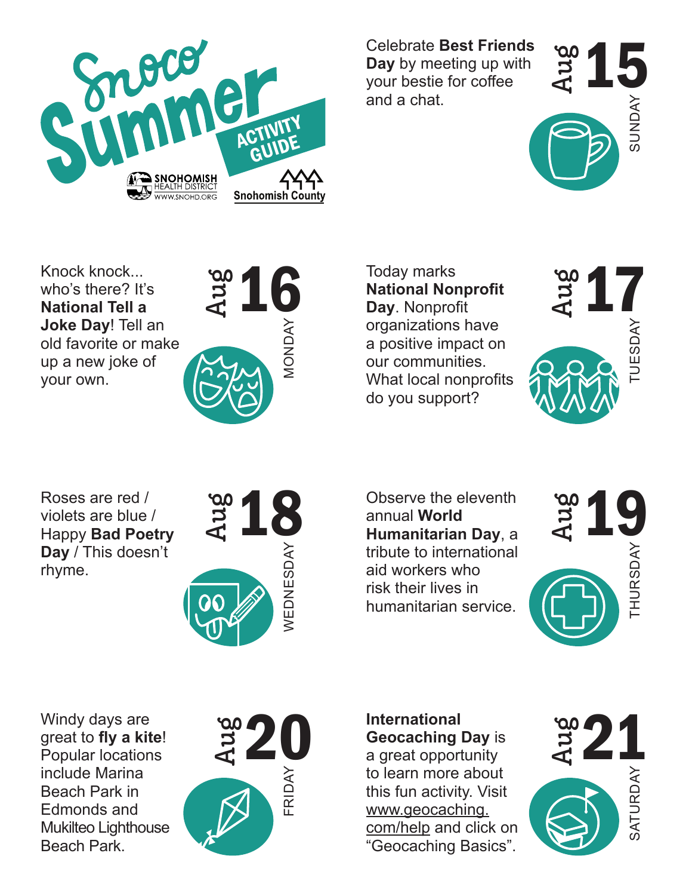# Snoco Summer ACTIVITY GUIDE

SNOHOMISH HEALTH DISTRICT WWW.SNOHD.ORG

Snohomish County

## Aug 15 SUNDAY

Celebrate **Best Friends Day** by meeting up with your bestie for coffee and a chat.

## Aug 16 MONDAY

Knock knock... who's there? It's **National Tell a Joke Day**! Tell an old favorite or make up a new joke of your own.

## Aug 17 TUESDAY

Today marks **National Nonprofit Day**. Nonprofit organizations have a positive impact on our communities. What local nonprofits do you support?

## Aug 18 WEDNESDAY

Roses are red / violets are blue / Happy **Bad Poetry Day** / This doesn't rhyme.

## Aug 19 THURSDAY

Observe the eleventh annual **World Humanitarian Day**, a tribute to international aid workers who risk their lives in humanitarian service.

## Aug 20 FRIDAY

Windy days are great to **fly a kite**! Popular locations include Marina Beach Park in Edmonds and Mukilteo Lighthouse Beach Park.

## Aug 21 SATURDAY

**International Geocaching Day** is a great opportunity to learn more about this fun activity. Visit www.geocaching.com/help and click on "Geocaching Basics".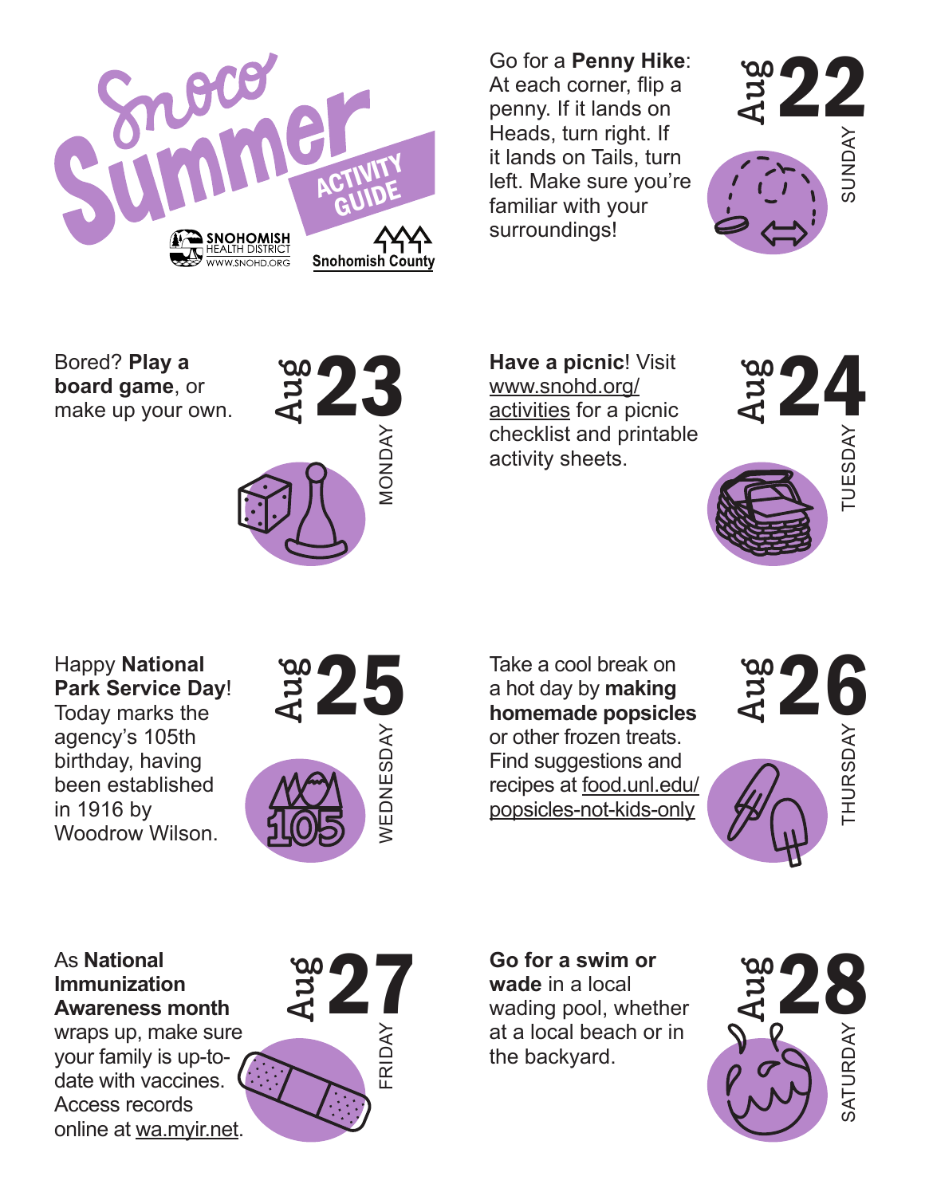# Snoco Summer ACTIVITY GUIDE

SNOHOMISH HEALTH DISTRICT WWW.SNOHD.ORG

Snohomish County

## Aug 22 — SUNDAY

Go for a **Penny Hike**: At each corner, flip a penny. If it lands on Heads, turn right. If it lands on Tails, turn left. Make sure you're familiar with your surroundings!

## Aug 23 — MONDAY

Bored? **Play a board game**, or make up your own.

## Aug 24 — TUESDAY

**Have a picnic**! Visit www.snohd.org/activities for a picnic checklist and printable activity sheets.

## Aug 25 — WEDNESDAY

Happy **National Park Service Day**! Today marks the agency's 105th birthday, having been established in 1916 by Woodrow Wilson.

## Aug 26 — THURSDAY

Take a cool break on a hot day by **making homemade popsicles** or other frozen treats. Find suggestions and recipes at food.unl.edu/popsicles-not-kids-only

## Aug 27 — FRIDAY

As **National Immunization Awareness month** wraps up, make sure your family is up-to-date with vaccines. Access records online at wa.myir.net.

## Aug 28 — SATURDAY

**Go for a swim or wade** in a local wading pool, whether at a local beach or in the backyard.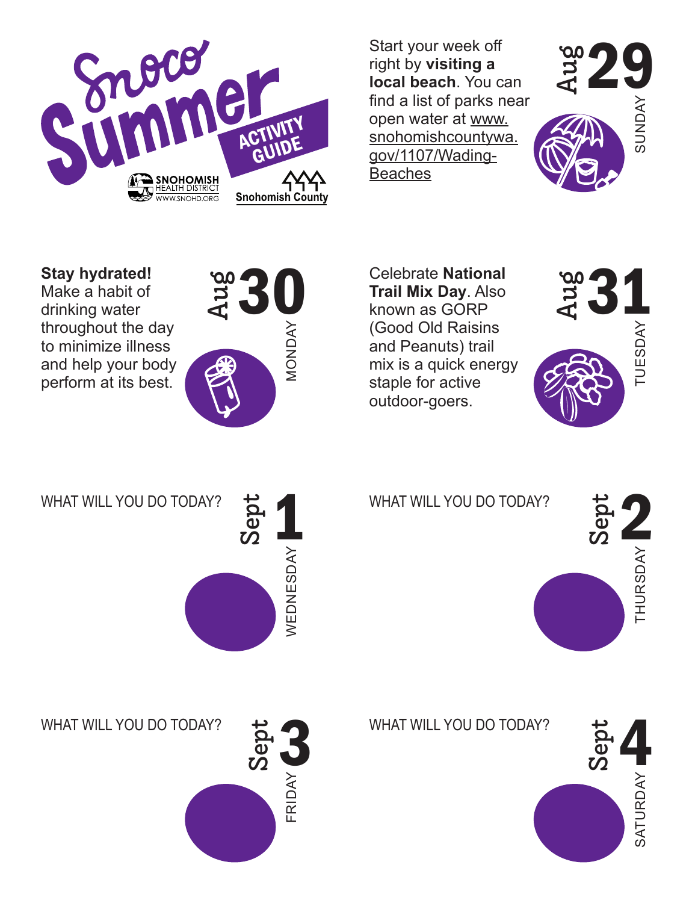# Snoco Summer Activity Guide

SNOHOMISH HEALTH DISTRICT
WWW.SNOHD.ORG

Snohomish County

## Aug 29 — SUNDAY

Start your week off right by **visiting a local beach**. You can find a list of parks near open water at www.snohomishcountywa.gov/1107/Wading-Beaches

## Aug 30 — MONDAY

**Stay hydrated!** Make a habit of drinking water throughout the day to minimize illness and help your body perform at its best.

## Aug 31 — TUESDAY

Celebrate **National Trail Mix Day**. Also known as GORP (Good Old Raisins and Peanuts) trail mix is a quick energy staple for active outdoor-goers.

## Sept 1 — WEDNESDAY

WHAT WILL YOU DO TODAY?

## Sept 2 — THURSDAY

WHAT WILL YOU DO TODAY?

## Sept 3 — FRIDAY

WHAT WILL YOU DO TODAY?

## Sept 4 — SATURDAY

WHAT WILL YOU DO TODAY?